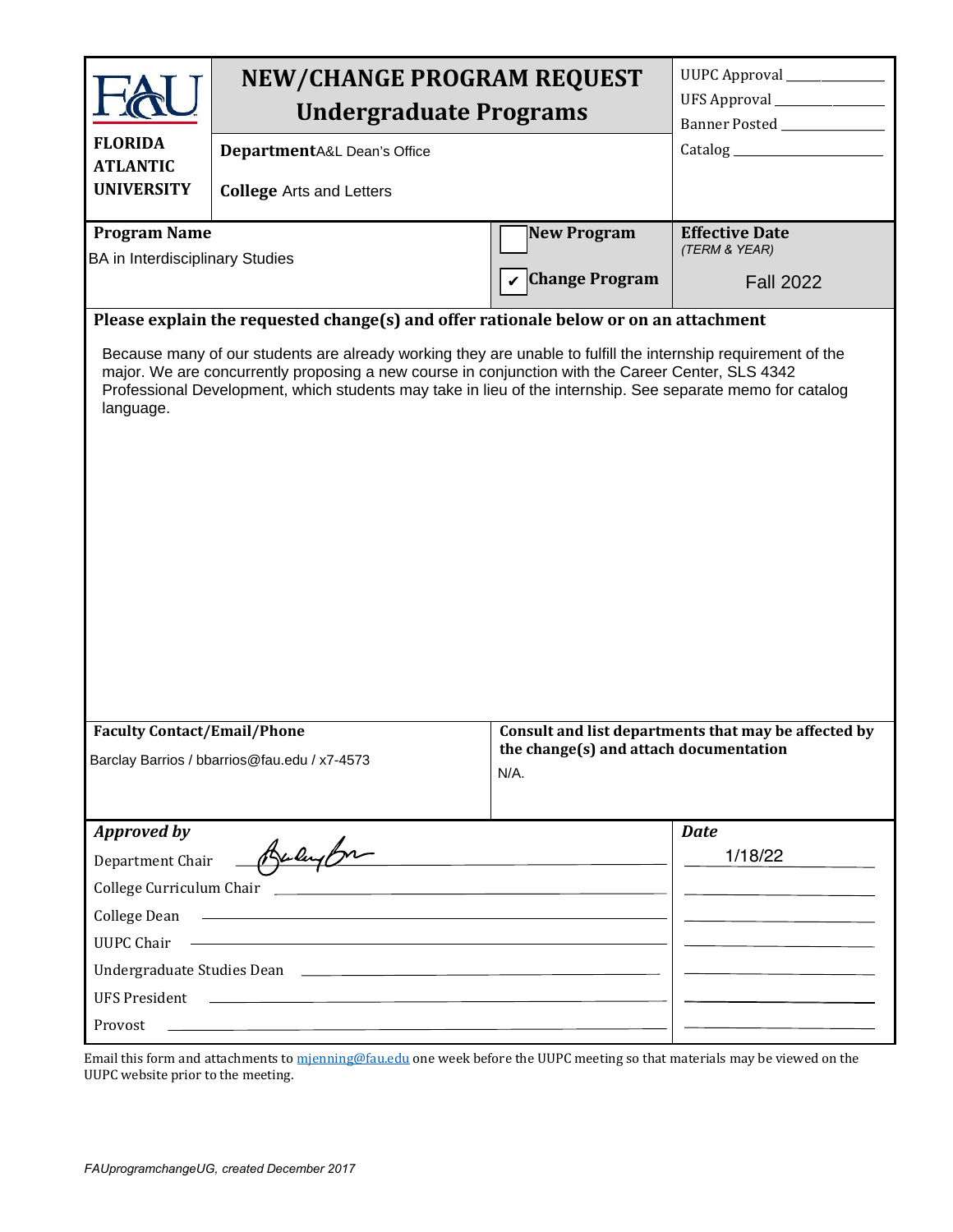# NEW/CHANGE PROGRAM REQUEST
## Undergraduate Programs

**FLORIDA ATLANTIC UNIVERSITY**

UUPC Approval ____________
UFS Approval ____________
Banner Posted ____________
Catalog ____________

**Department** A&L Dean's Office

**College** Arts and Letters

| Program Name | | Effective Date (TERM & YEAR) |
|---|---|---|
| BA in Interdisciplinary Studies | ☐ New Program<br>☑ Change Program | Fall 2022 |

**Please explain the requested change(s) and offer rationale below or on an attachment**

Because many of our students are already working they are unable to fulfill the internship requirement of the major. We are concurrently proposing a new course in conjunction with the Career Center, SLS 4342 Professional Development, which students may take in lieu of the internship. See separate memo for catalog language.

| Faculty Contact/Email/Phone | Consult and list departments that may be affected by the change(s) and attach documentation |
|---|---|
| Barclay Barrios / bbarrios@fau.edu / x7-4573 | N/A. |

| *Approved by* | *Date* |
|---|---|
| Department Chair [signature] | 1/18/22 |
| College Curriculum Chair | |
| College Dean | |
| UUPC Chair | |
| Undergraduate Studies Dean | |
| UFS President | |
| Provost | |

Email this form and attachments to mjenning@fau.edu one week before the UUPC meeting so that materials may be viewed on the UUPC website prior to the meeting.

*FAUprogramchangeUG, created December 2017*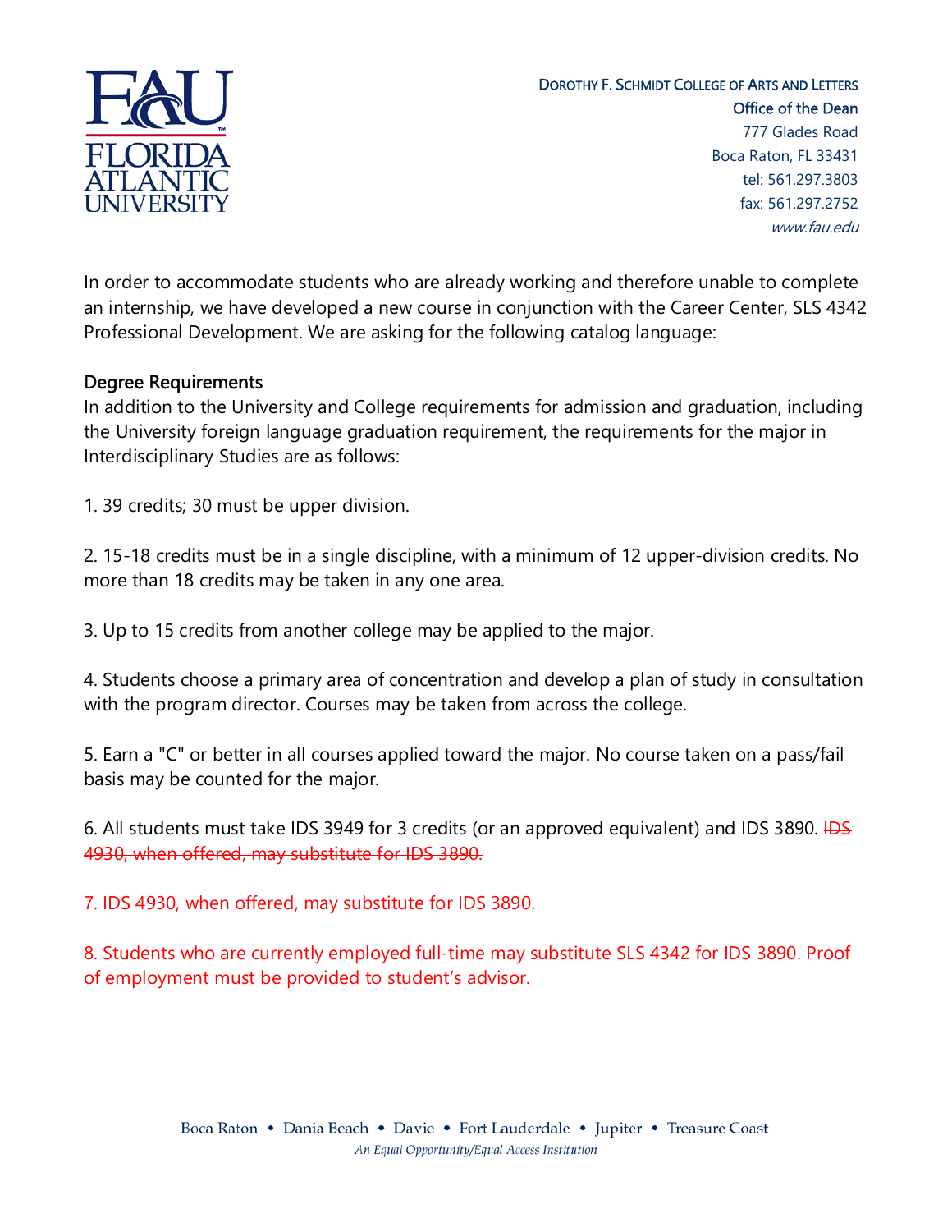DOROTHY F. SCHMIDT COLLEGE OF ARTS AND LETTERS
Office of the Dean
777 Glades Road
Boca Raton, FL 33431
tel: 561.297.3803
fax: 561.297.2752
www.fau.edu

In order to accommodate students who are already working and therefore unable to complete an internship, we have developed a new course in conjunction with the Career Center, SLS 4342 Professional Development. We are asking for the following catalog language:

**Degree Requirements**

In addition to the University and College requirements for admission and graduation, including the University foreign language graduation requirement, the requirements for the major in Interdisciplinary Studies are as follows:

1. 39 credits; 30 must be upper division.

2. 15-18 credits must be in a single discipline, with a minimum of 12 upper-division credits. No more than 18 credits may be taken in any one area.

3. Up to 15 credits from another college may be applied to the major.

4. Students choose a primary area of concentration and develop a plan of study in consultation with the program director. Courses may be taken from across the college.

5. Earn a "C" or better in all courses applied toward the major. No course taken on a pass/fail basis may be counted for the major.

6. All students must take IDS 3949 for 3 credits (or an approved equivalent) and IDS 3890. ~~IDS 4930, when offered, may substitute for IDS 3890.~~

7. IDS 4930, when offered, may substitute for IDS 3890.

8. Students who are currently employed full-time may substitute SLS 4342 for IDS 3890. Proof of employment must be provided to student's advisor.

Boca Raton • Dania Beach • Davie • Fort Lauderdale • Jupiter • Treasure Coast

*An Equal Opportunity/Equal Access Institution*